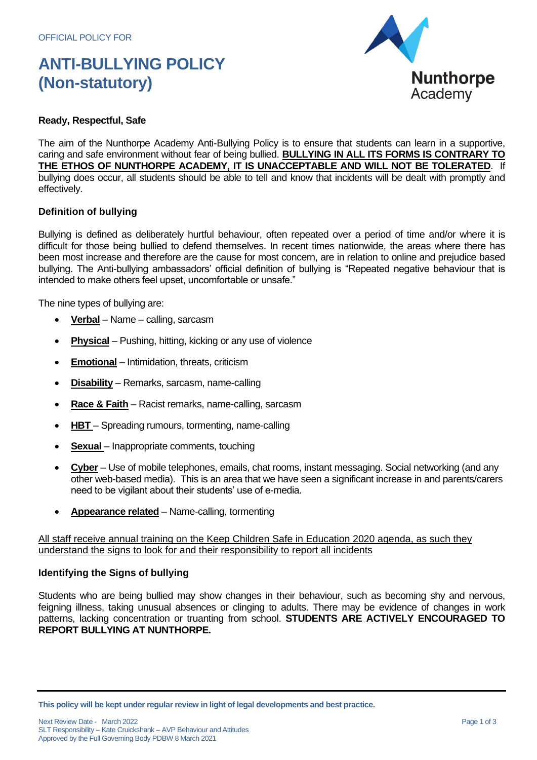OFFICIAL POLICY FOR

# ANTI-BULLYING POLICY (Non-statutory)

Nunthorpe Academy

**Ready, Respectful, Safe**

The aim of the Nunthorpe Academy Anti-Bullying Policy is to ensure that students can learn in a supportive, caring and safe environment without fear of being bullied. **BULLYING IN ALL ITS FORMS IS CONTRARY TO THE ETHOS OF NUNTHORPE ACADEMY, IT IS UNACCEPTABLE AND WILL NOT BE TOLERATED**. If bullying does occur, all students should be able to tell and know that incidents will be dealt with promptly and effectively.

## Definition of bullying

Bullying is defined as deliberately hurtful behaviour, often repeated over a period of time and/or where it is difficult for those being bullied to defend themselves. In recent times nationwide, the areas where there has been most increase and therefore are the cause for most concern, are in relation to online and prejudice based bullying. The Anti-bullying ambassadors' official definition of bullying is "Repeated negative behaviour that is intended to make others feel upset, uncomfortable or unsafe."

The nine types of bullying are:

- **Verbal** – Name – calling, sarcasm
- **Physical** – Pushing, hitting, kicking or any use of violence
- **Emotional** – Intimidation, threats, criticism
- **Disability** – Remarks, sarcasm, name-calling
- **Race & Faith** – Racist remarks, name-calling, sarcasm
- **HBT** – Spreading rumours, tormenting, name-calling
- **Sexual** – Inappropriate comments, touching
- **Cyber** – Use of mobile telephones, emails, chat rooms, instant messaging. Social networking (and any other web-based media). This is an area that we have seen a significant increase in and parents/carers need to be vigilant about their students' use of e-media.
- **Appearance related** – Name-calling, tormenting

All staff receive annual training on the Keep Children Safe in Education 2020 agenda, as such they understand the signs to look for and their responsibility to report all incidents

## Identifying the Signs of bullying

Students who are being bullied may show changes in their behaviour, such as becoming shy and nervous, feigning illness, taking unusual absences or clinging to adults. There may be evidence of changes in work patterns, lacking concentration or truanting from school. **STUDENTS ARE ACTIVELY ENCOURAGED TO REPORT BULLYING AT NUNTHORPE.**

**This policy will be kept under regular review in light of legal developments and best practice.**

Next Review Date - March 2022
SLT Responsibility – Kate Cruickshank – AVP Behaviour and Attitudes
Approved by the Full Governing Body PDBW 8 March 2021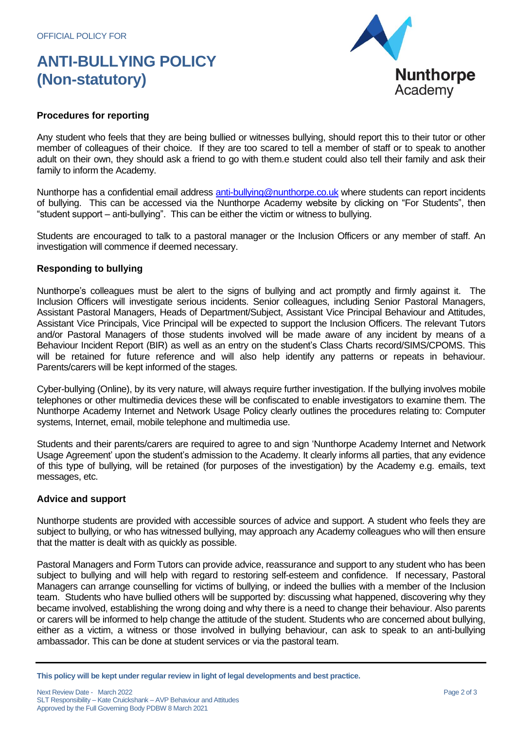## Procedures for reporting

Any student who feels that they are being bullied or witnesses bullying, should report this to their tutor or other member of colleagues of their choice. If they are too scared to tell a member of staff or to speak to another adult on their own, they should ask a friend to go with them.e student could also tell their family and ask their family to inform the Academy.

Nunthorpe has a confidential email address anti-bullying@nunthorpe.co.uk where students can report incidents of bullying. This can be accessed via the Nunthorpe Academy website by clicking on "For Students", then "student support – anti-bullying". This can be either the victim or witness to bullying.

Students are encouraged to talk to a pastoral manager or the Inclusion Officers or any member of staff. An investigation will commence if deemed necessary.

## Responding to bullying

Nunthorpe's colleagues must be alert to the signs of bullying and act promptly and firmly against it. The Inclusion Officers will investigate serious incidents. Senior colleagues, including Senior Pastoral Managers, Assistant Pastoral Managers, Heads of Department/Subject, Assistant Vice Principal Behaviour and Attitudes, Assistant Vice Principals, Vice Principal will be expected to support the Inclusion Officers. The relevant Tutors and/or Pastoral Managers of those students involved will be made aware of any incident by means of a Behaviour Incident Report (BIR) as well as an entry on the student's Class Charts record/SIMS/CPOMS. This will be retained for future reference and will also help identify any patterns or repeats in behaviour. Parents/carers will be kept informed of the stages.

Cyber-bullying (Online), by its very nature, will always require further investigation. If the bullying involves mobile telephones or other multimedia devices these will be confiscated to enable investigators to examine them. The Nunthorpe Academy Internet and Network Usage Policy clearly outlines the procedures relating to: Computer systems, Internet, email, mobile telephone and multimedia use.

Students and their parents/carers are required to agree to and sign 'Nunthorpe Academy Internet and Network Usage Agreement' upon the student's admission to the Academy. It clearly informs all parties, that any evidence of this type of bullying, will be retained (for purposes of the investigation) by the Academy e.g. emails, text messages, etc.

## Advice and support

Nunthorpe students are provided with accessible sources of advice and support. A student who feels they are subject to bullying, or who has witnessed bullying, may approach any Academy colleagues who will then ensure that the matter is dealt with as quickly as possible.

Pastoral Managers and Form Tutors can provide advice, reassurance and support to any student who has been subject to bullying and will help with regard to restoring self-esteem and confidence. If necessary, Pastoral Managers can arrange counselling for victims of bullying, or indeed the bullies with a member of the Inclusion team. Students who have bullied others will be supported by: discussing what happened, discovering why they became involved, establishing the wrong doing and why there is a need to change their behaviour. Also parents or carers will be informed to help change the attitude of the student. Students who are concerned about bullying, either as a victim, a witness or those involved in bullying behaviour, can ask to speak to an anti-bullying ambassador. This can be done at student services or via the pastoral team.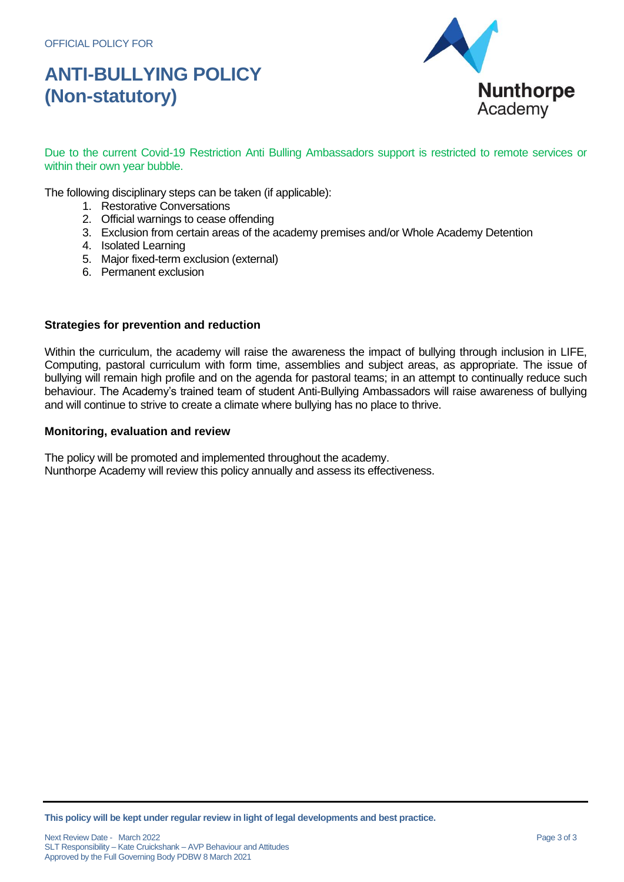Due to the current Covid-19 Restriction Anti Bulling Ambassadors support is restricted to remote services or within their own year bubble.

The following disciplinary steps can be taken (if applicable):

1. Restorative Conversations
2. Official warnings to cease offending
3. Exclusion from certain areas of the academy premises and/or Whole Academy Detention
4. Isolated Learning
5. Major fixed-term exclusion (external)
6. Permanent exclusion

**Strategies for prevention and reduction**

Within the curriculum, the academy will raise the awareness the impact of bullying through inclusion in LIFE, Computing, pastoral curriculum with form time, assemblies and subject areas, as appropriate. The issue of bullying will remain high profile and on the agenda for pastoral teams; in an attempt to continually reduce such behaviour. The Academy's trained team of student Anti-Bullying Ambassadors will raise awareness of bullying and will continue to strive to create a climate where bullying has no place to thrive.

**Monitoring, evaluation and review**

The policy will be promoted and implemented throughout the academy.
Nunthorpe Academy will review this policy annually and assess its effectiveness.